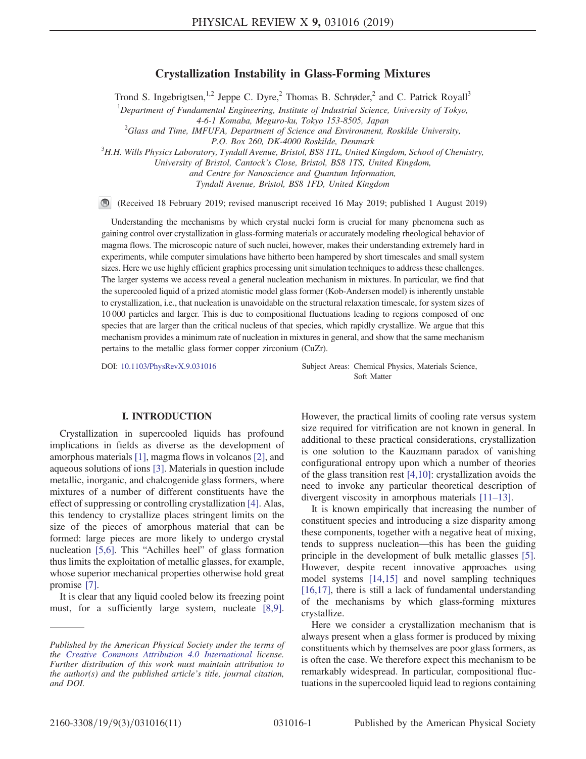# Crystallization Instability in Glass-Forming Mixtures

Trond S. Ingebrigtsen,[1,2] Jeppe C. Dyre,[2] Thomas B. Schrøder,[2] and C. Patrick Royall[3]

[1]Department of Fundamental Engineering, Institute of Industrial Science, University of Tokyo, 4-6-1 Komaba, Meguro-ku, Tokyo 153-8505, Japan
[2]Glass and Time, IMFUFA, Department of Science and Environment, Roskilde University, P.O. Box 260, DK-4000 Roskilde, Denmark
[3]H.H. Wills Physics Laboratory, Tyndall Avenue, Bristol, BS8 1TL, United Kingdom, School of Chemistry, University of Bristol, Cantock's Close, Bristol, BS8 1TS, United Kingdom, and Centre for Nanoscience and Quantum Information, Tyndall Avenue, Bristol, BS8 1FD, United Kingdom

(Received 18 February 2019; revised manuscript received 16 May 2019; published 1 August 2019)

Understanding the mechanisms by which crystal nuclei form is crucial for many phenomena such as gaining control over crystallization in glass-forming materials or accurately modeling rheological behavior of magma flows. The microscopic nature of such nuclei, however, makes their understanding extremely hard in experiments, while computer simulations have hitherto been hampered by short timescales and small system sizes. Here we use highly efficient graphics processing unit simulation techniques to address these challenges. The larger systems we access reveal a general nucleation mechanism in mixtures. In particular, we find that the supercooled liquid of a prized atomistic model glass former (Kob-Andersen model) is inherently unstable to crystallization, i.e., that nucleation is unavoidable on the structural relaxation timescale, for system sizes of 10 000 particles and larger. This is due to compositional fluctuations leading to regions composed of one species that are larger than the critical nucleus of that species, which rapidly crystallize. We argue that this mechanism provides a minimum rate of nucleation in mixtures in general, and show that the same mechanism pertains to the metallic glass former copper zirconium (CuZr).

DOI: 10.1103/PhysRevX.9.031016

Subject Areas: Chemical Physics, Materials Science, Soft Matter

## I. INTRODUCTION

Crystallization in supercooled liquids has profound implications in fields as diverse as the development of amorphous materials [1], magma flows in volcanos [2], and aqueous solutions of ions [3]. Materials in question include metallic, inorganic, and chalcogenide glass formers, where mixtures of a number of different constituents have the effect of suppressing or controlling crystallization [4]. Alas, this tendency to crystallize places stringent limits on the size of the pieces of amorphous material that can be formed: large pieces are more likely to undergo crystal nucleation [5,6]. This "Achilles heel" of glass formation thus limits the exploitation of metallic glasses, for example, whose superior mechanical properties otherwise hold great promise [7].

It is clear that any liquid cooled below its freezing point must, for a sufficiently large system, nucleate [8,9]. However, the practical limits of cooling rate versus system size required for vitrification are not known in general. In additional to these practical considerations, crystallization is one solution to the Kauzmann paradox of vanishing configurational entropy upon which a number of theories of the glass transition rest [4,10]: crystallization avoids the need to invoke any particular theoretical description of divergent viscosity in amorphous materials [11–13].

It is known empirically that increasing the number of constituent species and introducing a size disparity among these components, together with a negative heat of mixing, tends to suppress nucleation—this has been the guiding principle in the development of bulk metallic glasses [5]. However, despite recent innovative approaches using model systems [14,15] and novel sampling techniques [16,17], there is still a lack of fundamental understanding of the mechanisms by which glass-forming mixtures crystallize.

Here we consider a crystallization mechanism that is always present when a glass former is produced by mixing constituents which by themselves are poor glass formers, as is often the case. We therefore expect this mechanism to be remarkably widespread. In particular, compositional fluctuations in the supercooled liquid lead to regions containing

*Published by the American Physical Society under the terms of the Creative Commons Attribution 4.0 International license. Further distribution of this work must maintain attribution to the author(s) and the published article's title, journal citation, and DOI.*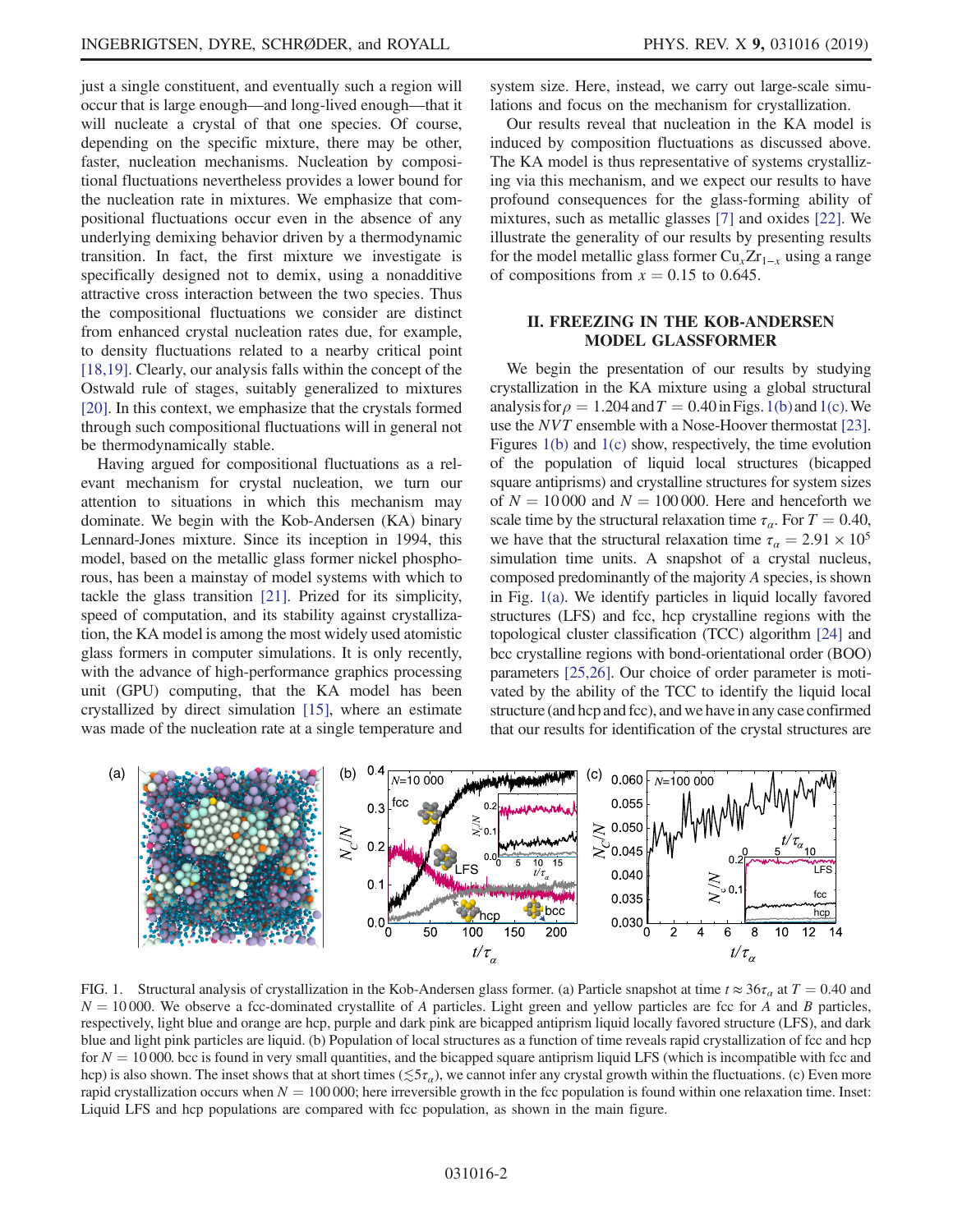just a single constituent, and eventually such a region will occur that is large enough—and long-lived enough—that it will nucleate a crystal of that one species. Of course, depending on the specific mixture, there may be other, faster, nucleation mechanisms. Nucleation by compositional fluctuations nevertheless provides a lower bound for the nucleation rate in mixtures. We emphasize that compositional fluctuations occur even in the absence of any underlying demixing behavior driven by a thermodynamic transition. In fact, the first mixture we investigate is specifically designed not to demix, using a nonadditive attractive cross interaction between the two species. Thus the compositional fluctuations we consider are distinct from enhanced crystal nucleation rates due, for example, to density fluctuations related to a nearby critical point [18,19]. Clearly, our analysis falls within the concept of the Ostwald rule of stages, suitably generalized to mixtures [20]. In this context, we emphasize that the crystals formed through such compositional fluctuations will in general not be thermodynamically stable.

Having argued for compositional fluctuations as a relevant mechanism for crystal nucleation, we turn our attention to situations in which this mechanism may dominate. We begin with the Kob-Andersen (KA) binary Lennard-Jones mixture. Since its inception in 1994, this model, based on the metallic glass former nickel phosphorous, has been a mainstay of model systems with which to tackle the glass transition [21]. Prized for its simplicity, speed of computation, and its stability against crystallization, the KA model is among the most widely used atomistic glass formers in computer simulations. It is only recently, with the advance of high-performance graphics processing unit (GPU) computing, that the KA model has been crystallized by direct simulation [15], where an estimate was made of the nucleation rate at a single temperature and system size. Here, instead, we carry out large-scale simulations and focus on the mechanism for crystallization.

Our results reveal that nucleation in the KA model is induced by composition fluctuations as discussed above. The KA model is thus representative of systems crystallizing via this mechanism, and we expect our results to have profound consequences for the glass-forming ability of mixtures, such as metallic glasses [7] and oxides [22]. We illustrate the generality of our results by presenting results for the model metallic glass former $Cu_xZr_{1-x}$ using a range of compositions from $x = 0.15$ to 0.645.

## II. FREEZING IN THE KOB-ANDERSEN MODEL GLASSFORMER

We begin the presentation of our results by studying crystallization in the KA mixture using a global structural analysis for $\rho = 1.204$ and $T = 0.40$ in Figs. 1(b) and 1(c). We use the $NVT$ ensemble with a Nose-Hoover thermostat [23]. Figures 1(b) and 1(c) show, respectively, the time evolution of the population of liquid local structures (bicapped square antiprisms) and crystalline structures for system sizes of $N = 10\,000$ and $N = 100\,000$. Here and henceforth we scale time by the structural relaxation time $\tau_\alpha$. For $T = 0.40$, we have that the structural relaxation time $\tau_\alpha = 2.91 \times 10^5$ simulation time units. A snapshot of a crystal nucleus, composed predominantly of the majority $A$ species, is shown in Fig. 1(a). We identify particles in liquid locally favored structures (LFS) and fcc, hcp crystalline regions with the topological cluster classification (TCC) algorithm [24] and bcc crystalline regions with bond-orientational order (BOO) parameters [25,26]. Our choice of order parameter is motivated by the ability of the TCC to identify the liquid local structure (and hcp and fcc), and we have in any case confirmed that our results for identification of the crystal structures are

FIG. 1. Structural analysis of crystallization in the Kob-Andersen glass former. (a) Particle snapshot at time $t \approx 36\tau_\alpha$ at $T = 0.40$ and $N = 10\,000$. We observe a fcc-dominated crystallite of $A$ particles. Light green and yellow particles are fcc for $A$ and $B$ particles, respectively, light blue and orange are hcp, purple and dark pink are bicapped antiprism liquid locally favored structure (LFS), and dark blue and light pink particles are liquid. (b) Population of local structures as a function of time reveals rapid crystallization of fcc and hcp for $N = 10\,000$. bcc is found in very small quantities, and the bicapped square antiprism liquid LFS (which is incompatible with fcc and hcp) is also shown. The inset shows that at short times ($\lesssim 5\tau_\alpha$), we cannot infer any crystal growth within the fluctuations. (c) Even more rapid crystallization occurs when $N = 100\,000$; here irreversible growth in the fcc population is found within one relaxation time. Inset: Liquid LFS and hcp populations are compared with fcc population, as shown in the main figure.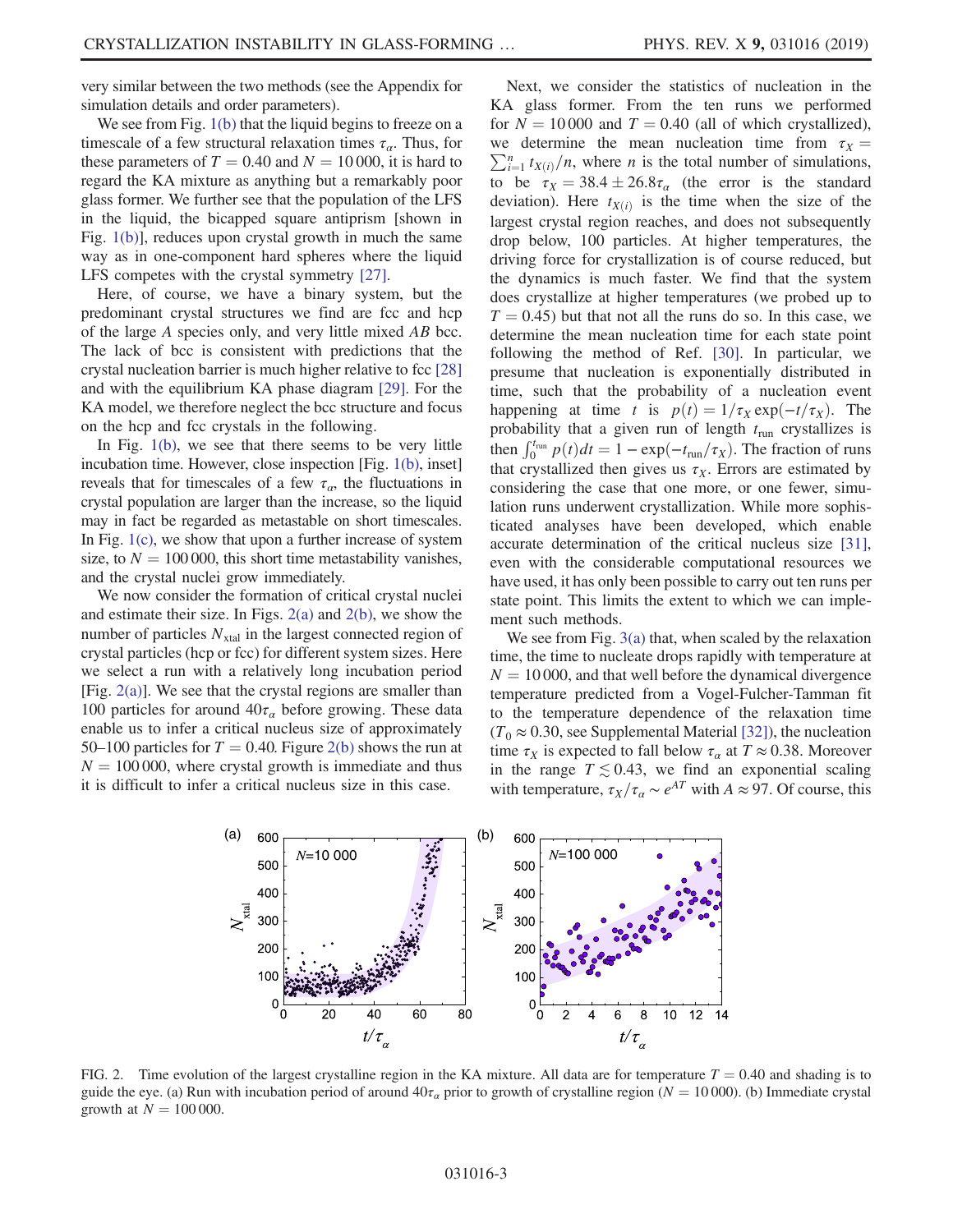very similar between the two methods (see the Appendix for simulation details and order parameters).

We see from Fig. 1(b) that the liquid begins to freeze on a timescale of a few structural relaxation times $\tau_\alpha$. Thus, for these parameters of $T = 0.40$ and $N = 10\,000$, it is hard to regard the KA mixture as anything but a remarkably poor glass former. We further see that the population of the LFS in the liquid, the bicapped square antiprism [shown in Fig. 1(b)], reduces upon crystal growth in much the same way as in one-component hard spheres where the liquid LFS competes with the crystal symmetry [27].

Here, of course, we have a binary system, but the predominant crystal structures we find are fcc and hcp of the large $A$ species only, and very little mixed $AB$ bcc. The lack of bcc is consistent with predictions that the crystal nucleation barrier is much higher relative to fcc [28] and with the equilibrium KA phase diagram [29]. For the KA model, we therefore neglect the bcc structure and focus on the hcp and fcc crystals in the following.

In Fig. 1(b), we see that there seems to be very little incubation time. However, close inspection [Fig. 1(b), inset] reveals that for timescales of a few $\tau_\alpha$, the fluctuations in crystal population are larger than the increase, so the liquid may in fact be regarded as metastable on short timescales. In Fig. 1(c), we show that upon a further increase of system size, to $N = 100\,000$, this short time metastability vanishes, and the crystal nuclei grow immediately.

We now consider the formation of critical crystal nuclei and estimate their size. In Figs. 2(a) and 2(b), we show the number of particles $N_{\mathrm{xtal}}$ in the largest connected region of crystal particles (hcp or fcc) for different system sizes. Here we select a run with a relatively long incubation period [Fig. 2(a)]. We see that the crystal regions are smaller than 100 particles for around $40\tau_\alpha$ before growing. These data enable us to infer a critical nucleus size of approximately 50–100 particles for $T = 0.40$. Figure 2(b) shows the run at $N = 100\,000$, where crystal growth is immediate and thus it is difficult to infer a critical nucleus size in this case.

Next, we consider the statistics of nucleation in the KA glass former. From the ten runs we performed for $N = 10\,000$ and $T = 0.40$ (all of which crystallized), we determine the mean nucleation time from $\tau_X = \sum_{i=1}^{n} t_{X(i)}/n$, where $n$ is the total number of simulations, to be $\tau_X = 38.4 \pm 26.8\tau_\alpha$ (the error is the standard deviation). Here $t_{X(i)}$ is the time when the size of the largest crystal region reaches, and does not subsequently drop below, 100 particles. At higher temperatures, the driving force for crystallization is of course reduced, but the dynamics is much faster. We find that the system does crystallize at higher temperatures (we probed up to $T = 0.45$) but that not all the runs do so. In this case, we determine the mean nucleation time for each state point following the method of Ref. [30]. In particular, we presume that nucleation is exponentially distributed in time, such that the probability of a nucleation event happening at time $t$ is $p(t) = 1/\tau_X \exp(-t/\tau_X)$. The probability that a given run of length $t_{\mathrm{run}}$ crystallizes is then $\int_0^{t_{\mathrm{run}}} p(t)dt = 1 - \exp(-t_{\mathrm{run}}/\tau_X)$. The fraction of runs that crystallized then gives us $\tau_X$. Errors are estimated by considering the case that one more, or one fewer, simulation runs underwent crystallization. While more sophisticated analyses have been developed, which enable accurate determination of the critical nucleus size [31], even with the considerable computational resources we have used, it has only been possible to carry out ten runs per state point. This limits the extent to which we can implement such methods.

We see from Fig. 3(a) that, when scaled by the relaxation time, the time to nucleate drops rapidly with temperature at $N = 10\,000$, and that well before the dynamical divergence temperature predicted from a Vogel-Fulcher-Tamman fit to the temperature dependence of the relaxation time ($T_0 \approx 0.30$, see Supplemental Material [32]), the nucleation time $\tau_X$ is expected to fall below $\tau_\alpha$ at $T \approx 0.38$. Moreover in the range $T \lesssim 0.43$, we find an exponential scaling with temperature, $\tau_X/\tau_\alpha \sim e^{AT}$ with $A \approx 97$. Of course, this

FIG. 2. Time evolution of the largest crystalline region in the KA mixture. All data are for temperature $T = 0.40$ and shading is to guide the eye. (a) Run with incubation period of around $40\tau_\alpha$ prior to growth of crystalline region ($N = 10\,000$). (b) Immediate crystal growth at $N = 100\,000$.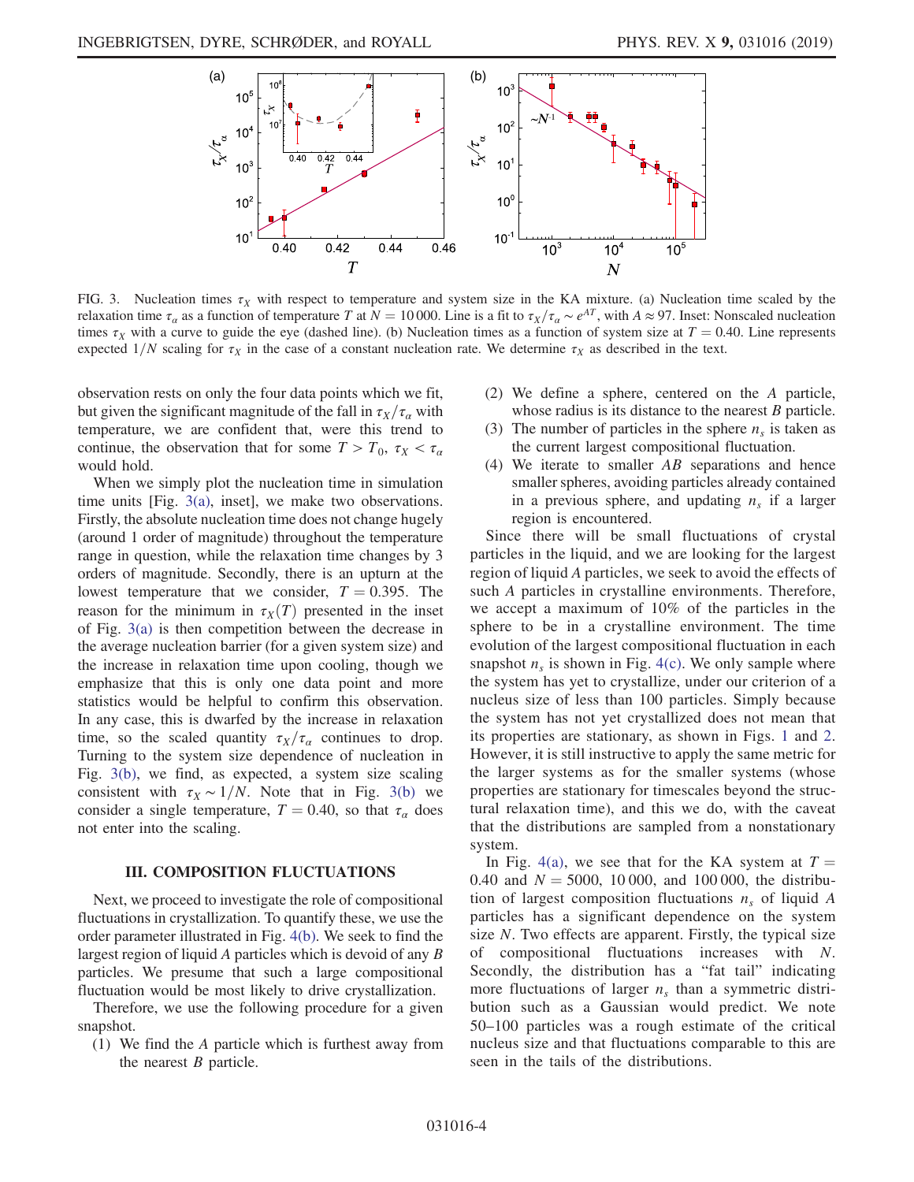FIG. 3. Nucleation times $\tau_X$ with respect to temperature and system size in the KA mixture. (a) Nucleation time scaled by the relaxation time $\tau_\alpha$ as a function of temperature $T$ at $N = 10\,000$. Line is a fit to $\tau_X/\tau_\alpha \sim e^{AT}$, with $A \approx 97$. Inset: Nonscaled nucleation times $\tau_X$ with a curve to guide the eye (dashed line). (b) Nucleation times as a function of system size at $T = 0.40$. Line represents expected $1/N$ scaling for $\tau_X$ in the case of a constant nucleation rate. We determine $\tau_X$ as described in the text.

observation rests on only the four data points which we fit, but given the significant magnitude of the fall in $\tau_X/\tau_\alpha$ with temperature, we are confident that, were this trend to continue, the observation that for some $T > T_0$, $\tau_X < \tau_\alpha$ would hold.

When we simply plot the nucleation time in simulation time units [Fig. 3(a), inset], we make two observations. Firstly, the absolute nucleation time does not change hugely (around 1 order of magnitude) throughout the temperature range in question, while the relaxation time changes by 3 orders of magnitude. Secondly, there is an upturn at the lowest temperature that we consider, $T = 0.395$. The reason for the minimum in $\tau_X(T)$ presented in the inset of Fig. 3(a) is then competition between the decrease in the average nucleation barrier (for a given system size) and the increase in relaxation time upon cooling, though we emphasize that this is only one data point and more statistics would be helpful to confirm this observation. In any case, this is dwarfed by the increase in relaxation time, so the scaled quantity $\tau_X/\tau_\alpha$ continues to drop. Turning to the system size dependence of nucleation in Fig. 3(b), we find, as expected, a system size scaling consistent with $\tau_X \sim 1/N$. Note that in Fig. 3(b) we consider a single temperature, $T = 0.40$, so that $\tau_\alpha$ does not enter into the scaling.

## III. COMPOSITION FLUCTUATIONS

Next, we proceed to investigate the role of compositional fluctuations in crystallization. To quantify these, we use the order parameter illustrated in Fig. 4(b). We seek to find the largest region of liquid $A$ particles which is devoid of any $B$ particles. We presume that such a large compositional fluctuation would be most likely to drive crystallization.

Therefore, we use the following procedure for a given snapshot.

(1) We find the $A$ particle which is furthest away from the nearest $B$ particle.
(2) We define a sphere, centered on the $A$ particle, whose radius is its distance to the nearest $B$ particle.
(3) The number of particles in the sphere $n_s$ is taken as the current largest compositional fluctuation.
(4) We iterate to smaller $AB$ separations and hence smaller spheres, avoiding particles already contained in a previous sphere, and updating $n_s$ if a larger region is encountered.

Since there will be small fluctuations of crystal particles in the liquid, and we are looking for the largest region of liquid $A$ particles, we seek to avoid the effects of such $A$ particles in crystalline environments. Therefore, we accept a maximum of 10% of the particles in the sphere to be in a crystalline environment. The time evolution of the largest compositional fluctuation in each snapshot $n_s$ is shown in Fig. 4(c). We only sample where the system has yet to crystallize, under our criterion of a nucleus size of less than 100 particles. Simply because the system has not yet crystallized does not mean that its properties are stationary, as shown in Figs. 1 and 2. However, it is still instructive to apply the same metric for the larger systems as for the smaller systems (whose properties are stationary for timescales beyond the structural relaxation time), and this we do, with the caveat that the distributions are sampled from a nonstationary system.

In Fig. 4(a), we see that for the KA system at $T = 0.40$ and $N = 5000$, $10\,000$, and $100\,000$, the distribution of largest composition fluctuations $n_s$ of liquid $A$ particles has a significant dependence on the system size $N$. Two effects are apparent. Firstly, the typical size of compositional fluctuation increases with $N$. Secondly, the distribution has a "fat tail" indicating more fluctuations of larger $n_s$ than a symmetric distribution such as a Gaussian would predict. We note 50–100 particles was a rough estimate of the critical nucleus size and that fluctuations comparable to this are seen in the tails of the distributions.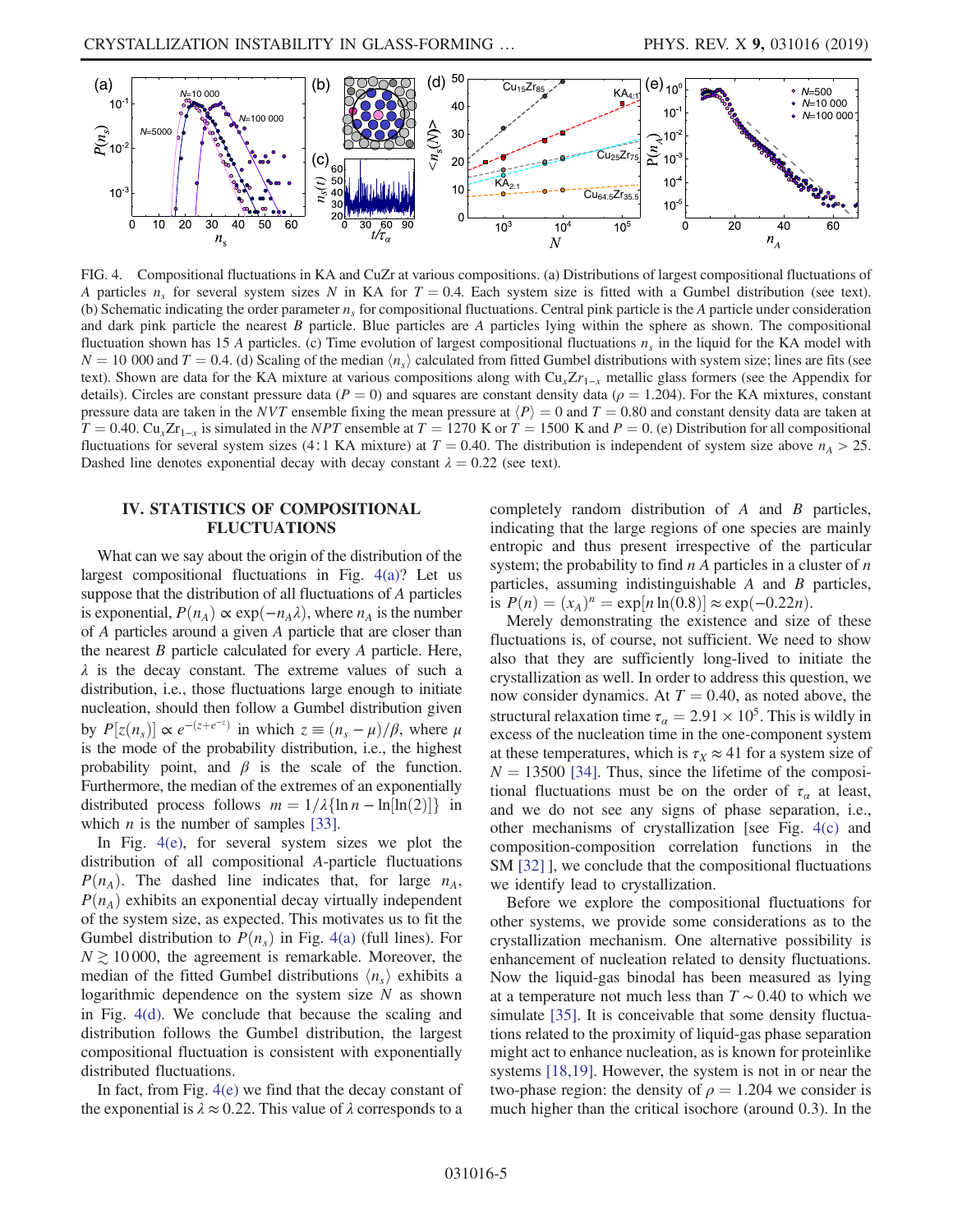FIG. 4. Compositional fluctuations in KA and CuZr at various compositions. (a) Distributions of largest compositional fluctuations of $A$ particles $n_s$ for several system sizes $N$ in KA for $T = 0.4$. Each system size is fitted with a Gumbel distribution (see text). (b) Schematic indicating the order parameter $n_s$ for compositional fluctuations. Central pink particle is the $A$ particle under consideration and dark pink particle the nearest $B$ particle. Blue particles are $A$ particles lying within the sphere as shown. The compositional fluctuation shown has 15 $A$ particles. (c) Time evolution of largest compositional fluctuations $n_s$ in the liquid for the KA model with $N = 10\,000$ and $T = 0.4$. (d) Scaling of the median $\langle n_s \rangle$ calculated from fitted Gumbel distributions with system size; lines are fits (see text). Shown are data for the KA mixture at various compositions along with $Cu_xZr_{1-x}$ metallic glass formers (see the Appendix for details). Circles are constant pressure data ($P = 0$) and squares are constant density data ($\rho = 1.204$). For the KA mixtures, constant pressure data are taken in the $NVT$ ensemble fixing the mean pressure at $\langle P \rangle = 0$ and $T = 0.80$ and constant density data are taken at $T = 0.40$. $Cu_xZr_{1-x}$ is simulated in the $NPT$ ensemble at $T = 1270$ K or $T = 1500$ K and $P = 0$. (e) Distribution for all compositional fluctuations for several system sizes (4:1 KA mixture) at $T = 0.40$. The distribution is independent of system size above $n_A > 25$. Dashed line denotes exponential decay with decay constant $\lambda = 0.22$ (see text).

## IV. STATISTICS OF COMPOSITIONAL FLUCTUATIONS

What can we say about the origin of the distribution of the largest compositional fluctuations in Fig. 4(a)? Let us suppose that the distribution of all fluctuations of $A$ particles is exponential, $P(n_A) \propto \exp(-n_A\lambda)$, where $n_A$ is the number of $A$ particles around a given $A$ particle that are closer than the nearest $B$ particle calculated for every $A$ particle. Here, $\lambda$ is the decay constant. The extreme values of such a distribution, i.e., those fluctuations large enough to initiate nucleation, should then follow a Gumbel distribution given by $P[z(n_s)] \propto e^{-(z+e^{-z})}$ in which $z \equiv (n_s - \mu)/\beta$, where $\mu$ is the mode of the probability distribution, i.e., the highest probability point, and $\beta$ is the scale of the function. Furthermore, the median of the extremes of an exponentially distributed process follows $m = 1/\lambda\{\ln n - \ln[\ln(2)]\}$ in which $n$ is the number of samples [33].

In Fig. 4(e), for several system sizes we plot the distribution of all compositional $A$-particle fluctuations $P(n_A)$. The dashed line indicates that, for large $n_A$, $P(n_A)$ exhibits an exponential decay virtually independent of the system size, as expected. This motivates us to fit the Gumbel distribution to $P(n_s)$ in Fig. 4(a) (full lines). For $N \gtrsim 10\,000$, the agreement is remarkable. Moreover, the median of the fitted Gumbel distributions $\langle n_s \rangle$ exhibits a logarithmic dependence on the system size $N$ as shown in Fig. 4(d). We conclude that because the scaling and distribution follows the Gumbel distribution, the largest compositional fluctuation is consistent with exponentially distributed fluctuations.

In fact, from Fig. 4(e) we find that the decay constant of the exponential is $\lambda \approx 0.22$. This value of $\lambda$ corresponds to a completely random distribution of $A$ and $B$ particles, indicating that the large regions of one species are mainly entropic and thus present irrespective of the particular system; the probability to find $n$ $A$ particles in a cluster of $n$ particles, assuming indistinguishable $A$ and $B$ particles, is $P(n) = (x_A)^n = \exp[n \ln(0.8)] \approx \exp(-0.22n)$.

Merely demonstrating the existence and size of these fluctuations is, of course, not sufficient. We need to show also that they are sufficiently long-lived to initiate the crystallization as well. In order to address this question, we now consider dynamics. At $T = 0.40$, as noted above, the structural relaxation time $\tau_\alpha = 2.91 \times 10^5$. This is wildly in excess of the nucleation time in the one-component system at these temperatures, which is $\tau_X \approx 41$ for a system size of $N = 13500$ [34]. Thus, since the lifetime of the compositional fluctuations must be on the order of $\tau_\alpha$ at least, and we do not see any signs of phase separation, i.e., other mechanisms of crystallization [see Fig. 4(c) and composition-composition correlation functions in the SM [32] ], we conclude that the compositional fluctuations we identify lead to crystallization.

Before we explore the compositional fluctuations for other systems, we provide some considerations as to the crystallization mechanism. One alternative possibility is enhancement of nucleation related to density fluctuations. Now the liquid-gas binodal has been measured as lying at a temperature not much less than $T \sim 0.40$ to which we simulate [35]. It is conceivable that some density fluctuations related to the proximity of liquid-gas phase separation might act to enhance nucleation, as is known for proteinlike systems [18,19]. However, the system is not in or near the two-phase region: the density of $\rho = 1.204$ we consider is much higher than the critical isochore (around 0.3). In the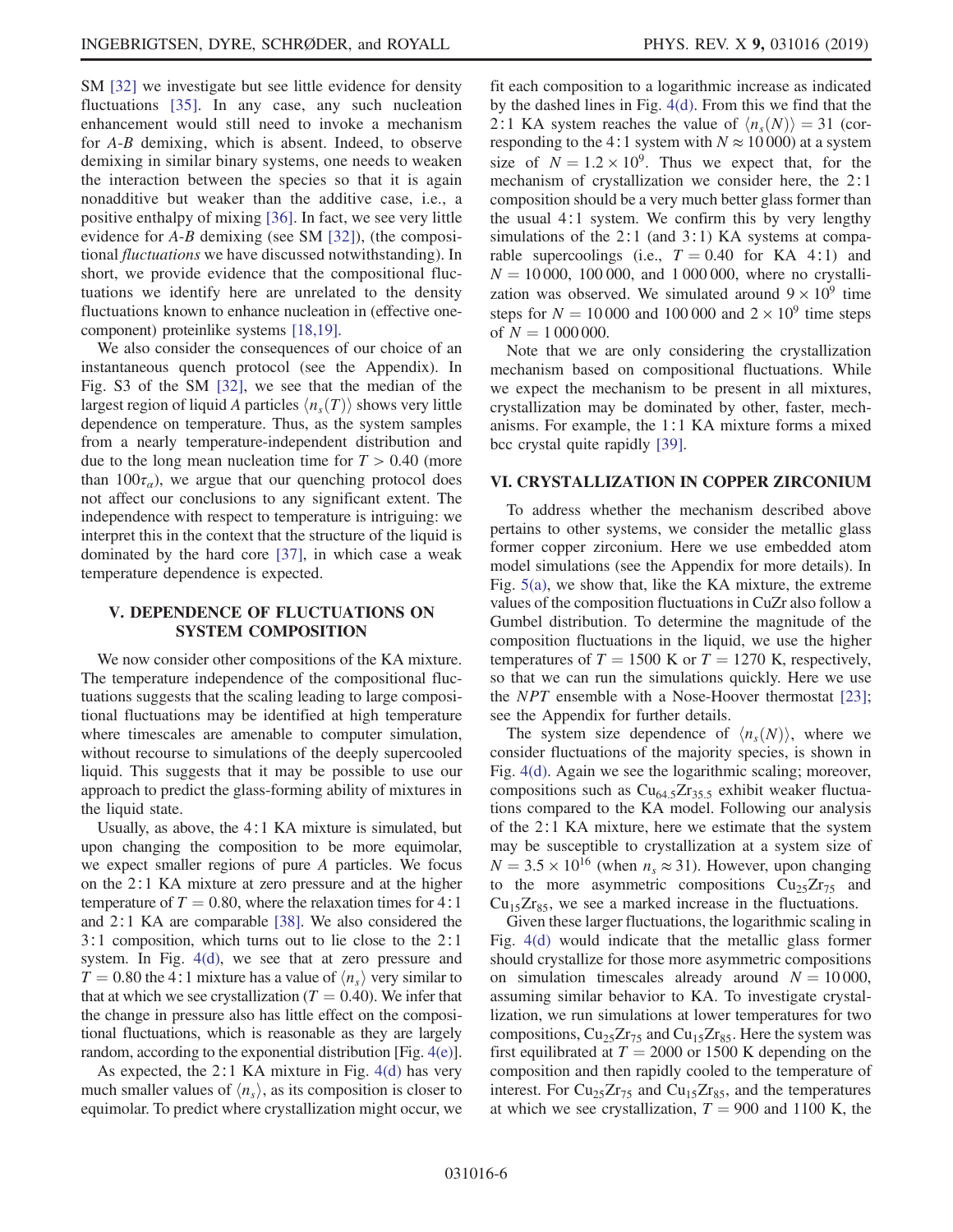SM [32] we investigate but see little evidence for density fluctuations [35]. In any case, any such nucleation enhancement would still need to invoke a mechanism for $A$-$B$ demixing, which is absent. Indeed, to observe demixing in similar binary systems, one needs to weaken the interaction between the species so that it is again nonadditive but weaker than the additive case, i.e., a positive enthalpy of mixing [36]. In fact, we see very little evidence for $A$-$B$ demixing (see SM [32]), (the compositional *fluctuations* we have discussed notwithstanding). In short, we provide evidence that the compositional fluctuations we identify here are unrelated to the density fluctuations known to enhance nucleation in (effective one-component) proteinlike systems [18,19].

We also consider the consequences of our choice of an instantaneous quench protocol (see the Appendix). In Fig. S3 of the SM [32], we see that the median of the largest region of liquid $A$ particles $\langle n_s(T)\rangle$ shows very little dependence on temperature. Thus, as the system samples from a nearly temperature-independent distribution and due to the long mean nucleation time for $T > 0.40$ (more than $100\tau_\alpha$), we argue that our quenching protocol does not affect our conclusions to any significant extent. The independence with respect to temperature is intriguing: we interpret this in the context that the structure of the liquid is dominated by the hard core [37], in which case a weak temperature dependence is expected.

## V. DEPENDENCE OF FLUCTUATIONS ON SYSTEM COMPOSITION

We now consider other compositions of the KA mixture. The temperature independence of the compositional fluctuations suggests that the scaling leading to large compositional fluctuations may be identified at high temperature where timescales are amenable to computer simulation, without recourse to simulations of the deeply supercooled liquid. This suggests that it may be possible to use our approach to predict the glass-forming ability of mixtures in the liquid state.

Usually, as above, the 4:1 KA mixture is simulated, but upon changing the composition to be more equimolar, we expect smaller regions of pure $A$ particles. We focus on the 2:1 KA mixture at zero pressure and at the higher temperature of $T = 0.80$, where the relaxation times for 4:1 and 2:1 KA are comparable [38]. We also considered the 3:1 composition, which turns out to lie close to the 2:1 system. In Fig. 4(d), we see that at zero pressure and $T = 0.80$ the 4:1 mixture has a value of $\langle n_s\rangle$ very similar to that at which we see crystallization ($T = 0.40$). We infer that the change in pressure also has little effect on the compositional fluctuations, which is reasonable as they are largely random, according to the exponential distribution [Fig. 4(e)].

As expected, the 2:1 KA mixture in Fig. 4(d) has very much smaller values of $\langle n_s\rangle$, as its composition is closer to equimolar. To predict where crystallization might occur, we fit each composition to a logarithmic increase as indicated by the dashed lines in Fig. 4(d). From this we find that the 2:1 KA system reaches the value of $\langle n_s(N)\rangle = 31$ (corresponding to the 4:1 system with $N \approx 10\,000$) at a system size of $N = 1.2\times 10^9$. Thus we expect that, for the mechanism of crystallization we consider here, the 2:1 composition should be a very much better glass former than the usual 4:1 system. We confirm this by very lengthy simulations of the 2:1 (and 3:1) KA systems at comparable supercoolings (i.e., $T = 0.40$ for KA 4:1) and $N = 10\,000$, $100\,000$, and $1\,000\,000$, where no crystallization was observed. We simulated around $9\times 10^9$ time steps for $N = 10\,000$ and $100\,000$ and $2\times 10^9$ time steps of $N = 1\,000\,000$.

Note that we are only considering the crystallization mechanism based on compositional fluctuations. While we expect the mechanism to be present in all mixtures, crystallization may be dominated by other, faster, mechanisms. For example, the 1:1 KA mixture forms a mixed bcc crystal quite rapidly [39].

## VI. CRYSTALLIZATION IN COPPER ZIRCONIUM

To address whether the mechanism described above pertains to other systems, we consider the metallic glass former copper zirconium. Here we use embedded atom model simulations (see the Appendix for more details). In Fig. 5(a), we show that, like the KA mixture, the extreme values of the composition fluctuations in CuZr also follow a Gumbel distribution. To determine the magnitude of the composition fluctuations in the liquid, we use the higher temperatures of $T = 1500$ K or $T = 1270$ K, respectively, so that we can run the simulations quickly. Here we use the $NPT$ ensemble with a Nose-Hoover thermostat [23]; see the Appendix for further details.

The system size dependence of $\langle n_s(N)\rangle$, where we consider fluctuations of the majority species, is shown in Fig. 4(d). Again we see the logarithmic scaling; moreover, compositions such as $Cu_{64.5}Zr_{35.5}$ exhibit weaker fluctuations compared to the KA model. Following our analysis of the 2:1 KA mixture, here we estimate that the system may be susceptible to crystallization at a system size of $N = 3.5\times 10^{16}$ (when $n_s \approx 31$). However, upon changing to the more asymmetric compositions $Cu_{25}Zr_{75}$ and $Cu_{15}Zr_{85}$, we see a marked increase in the fluctuations.

Given these larger fluctuations, the logarithmic scaling in Fig. 4(d) would indicate that the metallic glass former should crystallize for those more asymmetric compositions on simulation timescales already around $N = 10\,000$, assuming similar behavior to KA. To investigate crystallization, we run simulations at lower temperatures for two compositions, $Cu_{25}Zr_{75}$ and $Cu_{15}Zr_{85}$. Here the system was first equilibrated at $T = 2000$ or 1500 K depending on the composition and then rapidly cooled to the temperature of interest. For $Cu_{25}Zr_{75}$ and $Cu_{15}Zr_{85}$, and the temperatures at which we see crystallization, $T = 900$ and 1100 K, the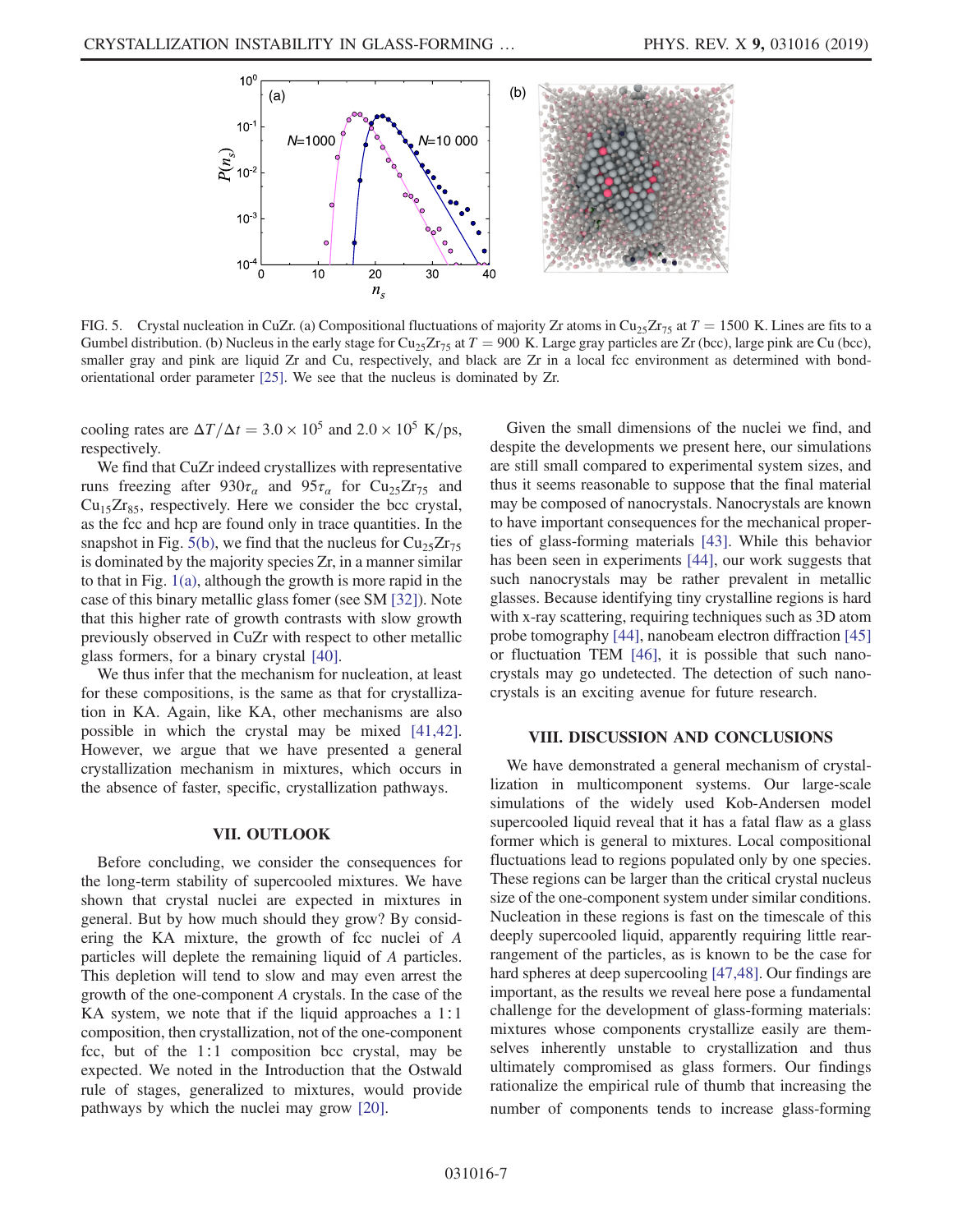FIG. 5. Crystal nucleation in CuZr. (a) Compositional fluctuations of majority Zr atoms in $Cu_{25}Zr_{75}$ at $T = 1500$ K. Lines are fits to a Gumbel distribution. (b) Nucleus in the early stage for $Cu_{25}Zr_{75}$ at $T = 900$ K. Large gray particles are Zr (bcc), large pink are Cu (bcc), smaller gray and pink are liquid Zr and Cu, respectively, and black are Zr in a local fcc environment as determined with bond-orientational order parameter [25]. We see that the nucleus is dominated by Zr.

cooling rates are $\Delta T/\Delta t = 3.0 \times 10^5$ and $2.0 \times 10^5$ K/ps, respectively.

We find that CuZr indeed crystallizes with representative runs freezing after $930\tau_\alpha$ and $95\tau_\alpha$ for $Cu_{25}Zr_{75}$ and $Cu_{15}Zr_{85}$, respectively. Here we consider the bcc crystal, as the fcc and hcp are found only in trace quantities. In the snapshot in Fig. 5(b), we find that the nucleus for $Cu_{25}Zr_{75}$ is dominated by the majority species Zr, in a manner similar to that in Fig. 1(a), although the growth is more rapid in the case of this binary metallic glass fomer (see SM [32]). Note that this higher rate of growth contrasts with slow growth previously observed in CuZr with respect to other metallic glass formers, for a binary crystal [40].

We thus infer that the mechanism for nucleation, at least for these compositions, is the same as that for crystallization in KA. Again, like KA, other mechanisms are also possible in which the crystal may be mixed [41,42]. However, we argue that we have presented a general crystallization mechanism in mixtures, which occurs in the absence of faster, specific, crystallization pathways.

## VII. OUTLOOK

Before concluding, we consider the consequences for the long-term stability of supercooled mixtures. We have shown that crystal nuclei are expected in mixtures in general. But by how much should they grow? By considering the KA mixture, the growth of fcc nuclei of $A$ particles will deplete the remaining liquid of $A$ particles. This depletion will tend to slow and may even arrest the growth of the one-component $A$ crystals. In the case of the KA system, we note that if the liquid approaches a 1:1 composition, then crystallization, not of the one-component fcc, but of the 1:1 composition bcc crystal, may be expected. We noted in the Introduction that the Ostwald rule of stages, generalized to mixtures, would provide pathways by which the nuclei may grow [20].

Given the small dimensions of the nuclei we find, and despite the developments we present here, our simulations are still small compared to experimental system sizes, and thus it seems reasonable to suppose that the final material may be composed of nanocrystals. Nanocrystals are known to have important consequences for the mechanical properties of glass-forming materials [43]. While this behavior has been seen in experiments [44], our work suggests that such nanocrystals may be rather prevalent in metallic glasses. Because identifying tiny crystalline regions is hard with x-ray scattering, requiring techniques such as 3D atom probe tomography [44], nanobeam electron diffraction [45] or fluctuation TEM [46], it is possible that such nanocrystals may go undetected. The detection of such nanocrystals is an exciting avenue for future research.

## VIII. DISCUSSION AND CONCLUSIONS

We have demonstrated a general mechanism of crystallization in multicomponent systems. Our large-scale simulations of the widely used Kob-Andersen model supercooled liquid reveal that it has a fatal flaw as a glass former which is general to mixtures. Local compositional fluctuations lead to regions populated only by one species. These regions can be larger than the critical crystal nucleus size of the one-component system under similar conditions. Nucleation in these regions is fast on the timescale of this deeply supercooled liquid, apparently requiring little rearrangement of the particles, as is known to be the case for hard spheres at deep supercooling [47,48]. Our findings are important, as the results we reveal here pose a fundamental challenge for the development of glass-forming materials: mixtures whose components crystallize easily are themselves inherently unstable to crystallization and thus ultimately compromised as glass formers. Our findings rationalize the empirical rule of thumb that increasing the number of components tends to increase glass-forming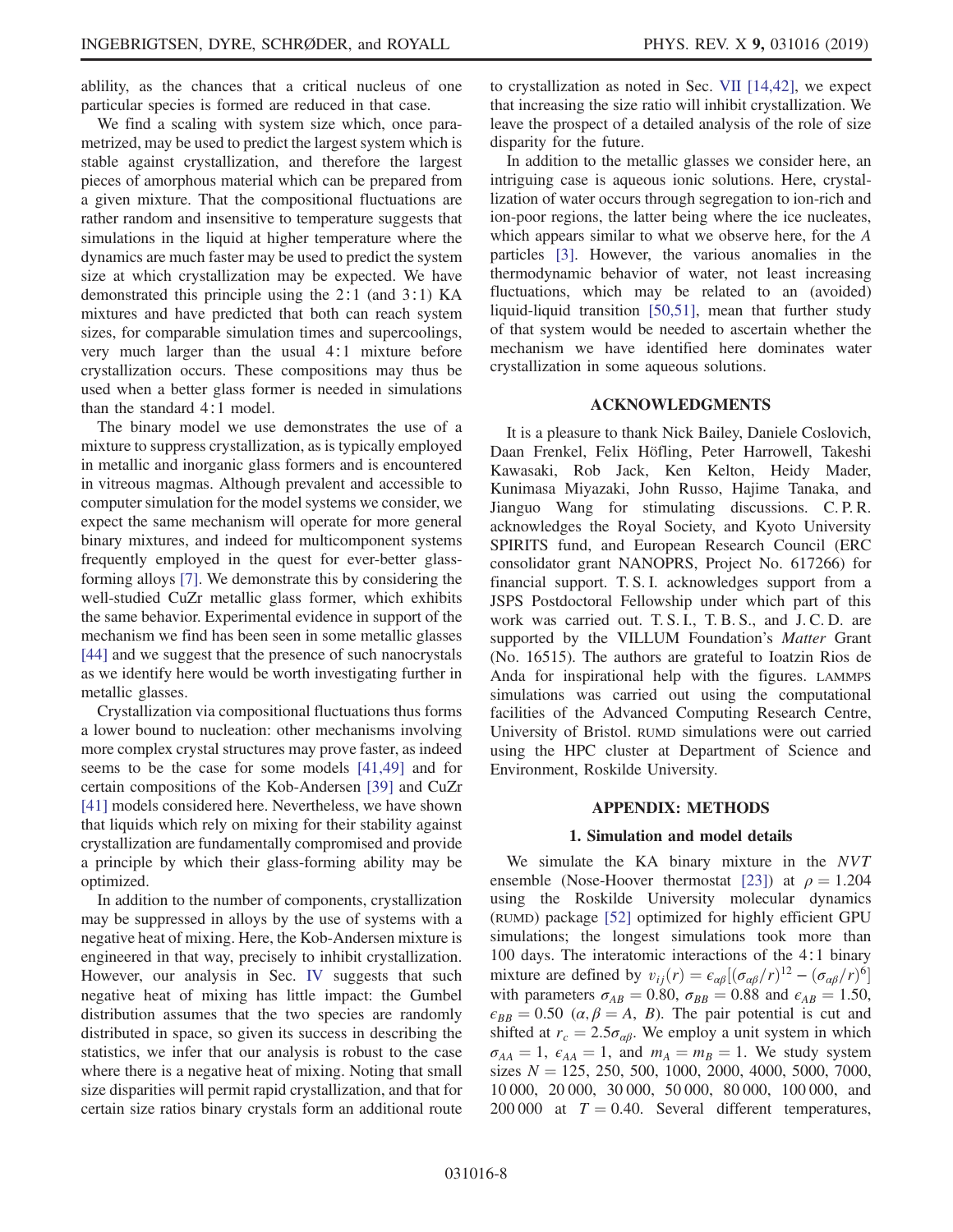ability, as the chances that a critical nucleus of one particular species is formed are reduced in that case.

We find a scaling with system size which, once parametrized, may be used to predict the largest system which is stable against crystallization, and therefore the largest pieces of amorphous material which can be prepared from a given mixture. That the compositional fluctuations are rather random and insensitive to temperature suggests that simulations in the liquid at higher temperature where the dynamics are much faster may be used to predict the system size at which crystallization may be expected. We have demonstrated this principle using the 2∶1 (and 3∶1) KA mixtures and have predicted that both can reach system sizes, for comparable simulation times and supercoolings, very much larger than the usual 4∶1 mixture before crystallization occurs. These compositions may thus be used when a better glass former is needed in simulations than the standard 4∶1 model.

The binary model we use demonstrates the use of a mixture to suppress crystallization, as is typically employed in metallic and inorganic glass formers and is encountered in vitreous magmas. Although prevalent and accessible to computer simulation for the model systems we consider, we expect the same mechanism will operate for more general binary mixtures, and indeed for multicomponent systems frequently employed in the quest for ever-better glass-forming alloys [7]. We demonstrate this by considering the well-studied CuZr metallic glass former, which exhibits the same behavior. Experimental evidence in support of the mechanism we find has been seen in some metallic glasses [44] and we suggest that the presence of such nanocrystals as we identify here would be worth investigating further in metallic glasses.

Crystallization via compositional fluctuations thus forms a lower bound to nucleation: other mechanisms involving more complex crystal structures may prove faster, as indeed seems to be the case for some models [41,49] and for certain compositions of the Kob-Andersen [39] and CuZr [41] models considered here. Nevertheless, we have shown that liquids which rely on mixing for their stability against crystallization are fundamentally compromised and provide a principle by which their glass-forming ability may be optimized.

In addition to the number of components, crystallization may be suppressed in alloys by the use of systems with a negative heat of mixing. Here, the Kob-Andersen mixture is engineered in that way, precisely to inhibit crystallization. However, our analysis in Sec. IV suggests that such negative heat of mixing has little impact: the Gumbel distribution assumes that the two species are randomly distributed in space, so given its success in describing the statistics, we infer that our analysis is robust to the case where there is a negative heat of mixing. Noting that small size disparities will permit rapid crystallization, and that for certain size ratios binary crystals form an additional route to crystallization as noted in Sec. VII [14,42], we expect that increasing the size ratio will inhibit crystallization. We leave the prospect of a detailed analysis of the role of size disparity for the future.

In addition to the metallic glasses we consider here, an intriguing case is aqueous ionic solutions. Here, crystallization of water occurs through segregation to ion-rich and ion-poor regions, the latter being where the ice nucleates, which appears similar to what we observe here, for the $A$ particles [3]. However, the various anomalies in the thermodynamic behavior of water, not least increasing fluctuations, which may be related to an (avoided) liquid-liquid transition [50,51], mean that further study of that system would be needed to ascertain whether the mechanism we have identified here dominates water crystallization in some aqueous solutions.

## ACKNOWLEDGMENTS

It is a pleasure to thank Nick Bailey, Daniele Coslovich, Daan Frenkel, Felix Höfling, Peter Harrowell, Takeshi Kawasaki, Rob Jack, Ken Kelton, Heidy Mader, Kunimasa Miyazaki, John Russo, Hajime Tanaka, and Jianguo Wang for stimulating discussions. C. P. R. acknowledges the Royal Society, and Kyoto University SPIRITS fund, and European Research Council (ERC consolidator grant NANOPRS, Project No. 617266) for financial support. T. S. I. acknowledges support from a JSPS Postdoctoral Fellowship under which part of this work was carried out. T. S. I., T. B. S., and J. C. D. are supported by the VILLUM Foundation's *Matter* Grant (No. 16515). The authors are grateful to Ioatzin Rios de Anda for inspirational help with the figures. LAMMPS simulations was carried out using the computational facilities of the Advanced Computing Research Centre, University of Bristol. RUMD simulations were out carried using the HPC cluster at Department of Science and Environment, Roskilde University.

## APPENDIX: METHODS

### 1. Simulation and model details

We simulate the KA binary mixture in the $NVT$ ensemble (Nose-Hoover thermostat [23]) at $\rho = 1.204$ using the Roskilde University molecular dynamics (RUMD) package [52] optimized for highly efficient GPU simulations; the longest simulations took more than 100 days. The interatomic interactions of the 4∶1 binary mixture are defined by $v_{ij}(r) = \epsilon_{\alpha\beta}[(\sigma_{\alpha\beta}/r)^{12} - (\sigma_{\alpha\beta}/r)^{6}]$ with parameters $\sigma_{AB} = 0.80$, $\sigma_{BB} = 0.88$ and $\epsilon_{AB} = 1.50$, $\epsilon_{BB} = 0.50$ ($\alpha, \beta = A, B$). The pair potential is cut and shifted at $r_c = 2.5\sigma_{\alpha\beta}$. We employ a unit system in which $\sigma_{AA} = 1$, $\epsilon_{AA} = 1$, and $m_A = m_B = 1$. We study system sizes $N = 125$, 250, 500, 1000, 2000, 4000, 5000, 7000, 10 000, 20 000, 30 000, 50 000, 80 000, 100 000, and 200 000 at $T = 0.40$. Several different temperatures,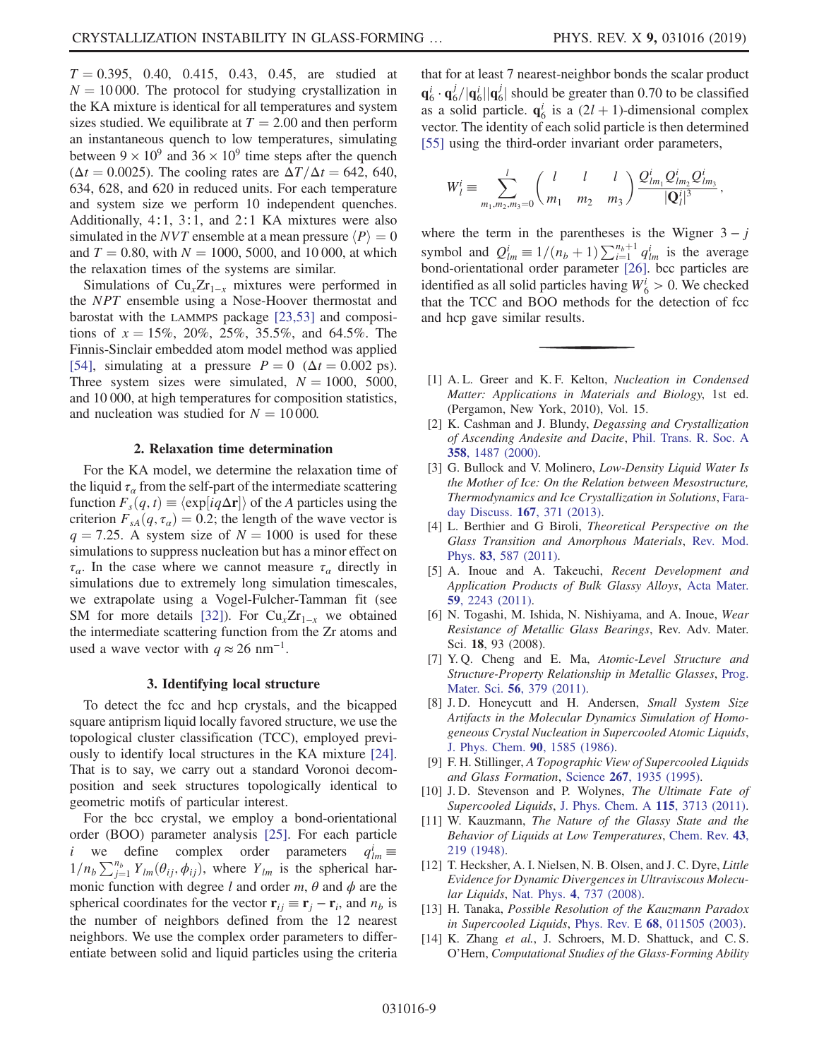$T = 0.395$, 0.40, 0.415, 0.43, 0.45, are studied at $N = 10\,000$. The protocol for studying crystallization in the KA mixture is identical for all temperatures and system sizes studied. We equilibrate at $T = 2.00$ and then perform an instantaneous quench to low temperatures, simulating between $9 \times 10^9$ and $36 \times 10^9$ time steps after the quench ($\Delta t = 0.0025$). The cooling rates are $\Delta T/\Delta t = 642$, 640, 634, 628, and 620 in reduced units. For each temperature and system size we perform 10 independent quenches. Additionally, 4:1, 3:1, and 2:1 KA mixtures were also simulated in the *NVT* ensemble at a mean pressure $\langle P \rangle = 0$ and $T = 0.80$, with $N = 1000$, 5000, and 10 000, at which the relaxation times of the systems are similar.

Simulations of $Cu_xZr_{1-x}$ mixtures were performed in the *NPT* ensemble using a Nose-Hoover thermostat and barostat with the LAMMPS package [23,53] and compositions of $x = 15\%$, 20%, 25%, 35.5%, and 64.5%. The Finnis-Sinclair embedded atom model method was applied [54], simulating at a pressure $P = 0$ ($\Delta t = 0.002$ ps). Three system sizes were simulated, $N = 1000$, 5000, and 10 000, at high temperatures for composition statistics, and nucleation was studied for $N = 10\,000$.

### 2. Relaxation time determination

For the KA model, we determine the relaxation time of the liquid $\tau_\alpha$ from the self-part of the intermediate scattering function $F_s(q,t) \equiv \langle \exp[iq\Delta\mathbf{r}] \rangle$ of the *A* particles using the criterion $F_{sA}(q,\tau_\alpha) = 0.2$; the length of the wave vector is $q = 7.25$. A system size of $N = 1000$ is used for these simulations to suppress nucleation but has a minor effect on $\tau_\alpha$. In the case where we cannot measure $\tau_\alpha$ directly in simulations due to extremely long simulation timescales, we extrapolate using a Vogel-Fulcher-Tamman fit (see SM for more details [32]). For $Cu_xZr_{1-x}$ we obtained the intermediate scattering function from the Zr atoms and used a wave vector with $q \approx 26\ \mathrm{nm}^{-1}$.

### 3. Identifying local structure

To detect the fcc and hcp crystals, and the bicapped square antiprism liquid locally favored structure, we use the topological cluster classification (TCC), employed previously to identify local structures in the KA mixture [24]. That is to say, we carry out a standard Voronoi decomposition and seek structures topologically identical to geometric motifs of particular interest.

For the bcc crystal, we employ a bond-orientational order (BOO) parameter analysis [25]. For each particle $i$ we define complex order parameters $q^i_{lm} \equiv 1/n_b \sum_{j=1}^{n_b} Y_{lm}(\theta_{ij}, \phi_{ij})$, where $Y_{lm}$ is the spherical harmonic function with degree $l$ and order $m$, $\theta$ and $\phi$ are the spherical coordinates for the vector $\mathbf{r}_{ij} \equiv \mathbf{r}_j - \mathbf{r}_i$, and $n_b$ is the number of neighbors defined from the 12 nearest neighbors. We use the complex order parameters to differentiate between solid and liquid particles using the criteria that for at least 7 nearest-neighbor bonds the scalar product $\mathbf{q}^i_6 \cdot \mathbf{q}^j_6 / |\mathbf{q}^i_6||\mathbf{q}^j_6|$ should be greater than 0.70 to be classified as a solid particle. $\mathbf{q}^i_6$ is a $(2l+1)$-dimensional complex vector. The identity of each solid particle is then determined [55] using the third-order invariant order parameters,

$$W^i_l \equiv \sum_{m_1,m_2,m_3=0}^{l} \begin{pmatrix} l & l & l \\ m_1 & m_2 & m_3 \end{pmatrix} \frac{Q^i_{lm_1} Q^i_{lm_2} Q^i_{lm_3}}{|\mathbf{Q}^i_l|^3},$$

where the term in the parentheses is the Wigner $3-j$ symbol and $Q^i_{lm} \equiv 1/(n_b+1) \sum_{i=1}^{n_b+1} q^i_{lm}$ is the average bond-orientational order parameter [26]. bcc particles are identified as all solid particles having $W^i_6 > 0$. We checked that the TCC and BOO methods for the detection of fcc and hcp gave similar results.

---

[1] A. L. Greer and K. F. Kelton, *Nucleation in Condensed Matter: Applications in Materials and Biology*, 1st ed. (Pergamon, New York, 2010), Vol. 15.

[2] K. Cashman and J. Blundy, *Degassing and Crystallization of Ascending Andesite and Dacite*, Phil. Trans. R. Soc. A **358**, 1487 (2000).

[3] G. Bullock and V. Molinero, *Low-Density Liquid Water Is the Mother of Ice: On the Relation between Mesostructure, Thermodynamics and Ice Crystallization in Solutions*, Faraday Discuss. **167**, 371 (2013).

[4] L. Berthier and G Biroli, *Theoretical Perspective on the Glass Transition and Amorphous Materials*, Rev. Mod. Phys. **83**, 587 (2011).

[5] A. Inoue and A. Takeuchi, *Recent Development and Application Products of Bulk Glassy Alloys*, Acta Mater. **59**, 2243 (2011).

[6] N. Togashi, M. Ishida, N. Nishiyama, and A. Inoue, *Wear Resistance of Metallic Glass Bearings*, Rev. Adv. Mater. Sci. **18**, 93 (2008).

[7] Y. Q. Cheng and E. Ma, *Atomic-Level Structure and Structure-Property Relationship in Metallic Glasses*, Prog. Mater. Sci. **56**, 379 (2011).

[8] J. D. Honeycutt and H. Andersen, *Small System Size Artifacts in the Molecular Dynamics Simulation of Homogeneous Crystal Nucleation in Supercooled Atomic Liquids*, J. Phys. Chem. **90**, 1585 (1986).

[9] F. H. Stillinger, *A Topographic View of Supercooled Liquids and Glass Formation*, Science **267**, 1935 (1995).

[10] J. D. Stevenson and P. Wolynes, *The Ultimate Fate of Supercooled Liquids*, J. Phys. Chem. A **115**, 3713 (2011).

[11] W. Kauzmann, *The Nature of the Glassy State and the Behavior of Liquids at Low Temperatures*, Chem. Rev. **43**, 219 (1948).

[12] T. Hecksher, A. I. Nielsen, N. B. Olsen, and J. C. Dyre, *Little Evidence for Dynamic Divergences in Ultraviscous Molecular Liquids*, Nat. Phys. **4**, 737 (2008).

[13] H. Tanaka, *Possible Resolution of the Kauzmann Paradox in Supercooled Liquids*, Phys. Rev. E **68**, 011505 (2003).

[14] K. Zhang *et al.*, J. Schroers, M. D. Shattuck, and C. S. O'Hern, *Computational Studies of the Glass-Forming Ability*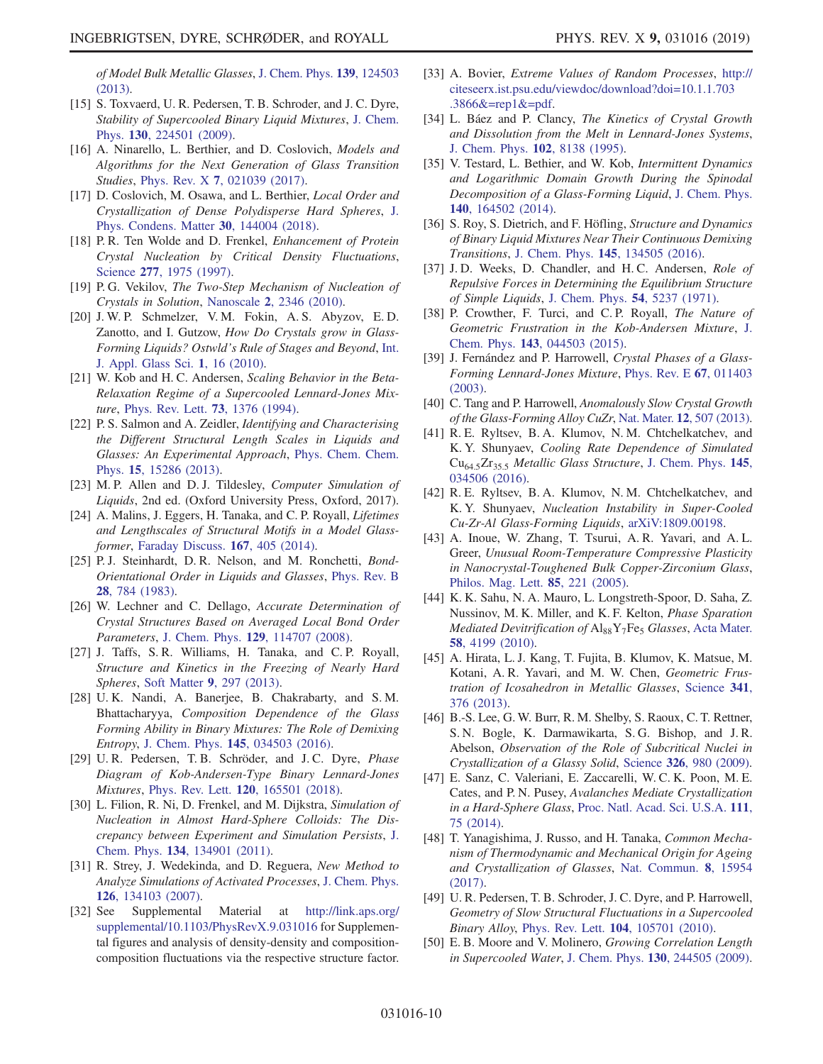*of Model Bulk Metallic Glasses*, J. Chem. Phys. **139**, 124503 (2013).

[15] S. Toxvaerd, U. R. Pedersen, T. B. Schroder, and J. C. Dyre, *Stability of Supercooled Binary Liquid Mixtures*, J. Chem. Phys. **130**, 224501 (2009).

[16] A. Ninarello, L. Berthier, and D. Coslovich, *Models and Algorithms for the Next Generation of Glass Transition Studies*, Phys. Rev. X **7**, 021039 (2017).

[17] D. Coslovich, M. Osawa, and L. Berthier, *Local Order and Crystallization of Dense Polydisperse Hard Spheres*, J. Phys. Condens. Matter **30**, 144004 (2018).

[18] P. R. Ten Wolde and D. Frenkel, *Enhancement of Protein Crystal Nucleation by Critical Density Fluctuations*, Science **277**, 1975 (1997).

[19] P. G. Vekilov, *The Two-Step Mechanism of Nucleation of Crystals in Solution*, Nanoscale **2**, 2346 (2010).

[20] J. W. P. Schmelzer, V. M. Fokin, A. S. Abyzov, E. D. Zanotto, and I. Gutzow, *How Do Crystals grow in Glass-Forming Liquids? Ostwld's Rule of Stages and Beyond*, Int. J. Appl. Glass Sci. **1**, 16 (2010).

[21] W. Kob and H. C. Andersen, *Scaling Behavior in the Beta-Relaxation Regime of a Supercooled Lennard-Jones Mixture*, Phys. Rev. Lett. **73**, 1376 (1994).

[22] P. S. Salmon and A. Zeidler, *Identifying and Characterising the Different Structural Length Scales in Liquids and Glasses: An Experimental Approach*, Phys. Chem. Chem. Phys. **15**, 15286 (2013).

[23] M. P. Allen and D. J. Tildesley, *Computer Simulation of Liquids*, 2nd ed. (Oxford University Press, Oxford, 2017).

[24] A. Malins, J. Eggers, H. Tanaka, and C. P. Royall, *Lifetimes and Lengthscales of Structural Motifs in a Model Glassformer*, Faraday Discuss. **167**, 405 (2014).

[25] P. J. Steinhardt, D. R. Nelson, and M. Ronchetti, *Bond-Orientational Order in Liquids and Glasses*, Phys. Rev. B **28**, 784 (1983).

[26] W. Lechner and C. Dellago, *Accurate Determination of Crystal Structures Based on Averaged Local Bond Order Parameters*, J. Chem. Phys. **129**, 114707 (2008).

[27] J. Taffs, S. R. Williams, H. Tanaka, and C. P. Royall, *Structure and Kinetics in the Freezing of Nearly Hard Spheres*, Soft Matter **9**, 297 (2013).

[28] U. K. Nandi, A. Banerjee, B. Chakrabarty, and S. M. Bhattacharyya, *Composition Dependence of the Glass Forming Ability in Binary Mixtures: The Role of Demixing Entropy*, J. Chem. Phys. **145**, 034503 (2016).

[29] U. R. Pedersen, T. B. Schröder, and J. C. Dyre, *Phase Diagram of Kob-Andersen-Type Binary Lennard-Jones Mixtures*, Phys. Rev. Lett. **120**, 165501 (2018).

[30] L. Filion, R. Ni, D. Frenkel, and M. Dijkstra, *Simulation of Nucleation in Almost Hard-Sphere Colloids: The Discrepancy between Experiment and Simulation Persists*, J. Chem. Phys. **134**, 134901 (2011).

[31] R. Strey, J. Wedekinda, and D. Reguera, *New Method to Analyze Simulations of Activated Processes*, J. Chem. Phys. **126**, 134103 (2007).

[32] See Supplemental Material at http://link.aps.org/supplemental/10.1103/PhysRevX.9.031016 for Supplemental figures and analysis of density-density and composition-composition fluctuations via the respective structure factor.

[33] A. Bovier, *Extreme Values of Random Processes*, http://citeseerx.ist.psu.edu/viewdoc/download?doi=10.1.1.703.3866&=rep1&=pdf.

[34] L. Báez and P. Clancy, *The Kinetics of Crystal Growth and Dissolution from the Melt in Lennard-Jones Systems*, J. Chem. Phys. **102**, 8138 (1995).

[35] V. Testard, L. Bethier, and W. Kob, *Intermittent Dynamics and Logarithmic Domain Growth During the Spinodal Decomposition of a Glass-Forming Liquid*, J. Chem. Phys. **140**, 164502 (2014).

[36] S. Roy, S. Dietrich, and F. Höfling, *Structure and Dynamics of Binary Liquid Mixtures Near Their Continuous Demixing Transitions*, J. Chem. Phys. **145**, 134505 (2016).

[37] J. D. Weeks, D. Chandler, and H. C. Andersen, *Role of Repulsive Forces in Determining the Equilibrium Structure of Simple Liquids*, J. Chem. Phys. **54**, 5237 (1971).

[38] P. Crowther, F. Turci, and C. P. Royall, *The Nature of Geometric Frustration in the Kob-Andersen Mixture*, J. Chem. Phys. **143**, 044503 (2015).

[39] J. Fernández and P. Harrowell, *Crystal Phases of a Glass-Forming Lennard-Jones Mixture*, Phys. Rev. E **67**, 011403 (2003).

[40] C. Tang and P. Harrowell, *Anomalously Slow Crystal Growth of the Glass-Forming Alloy CuZr*, Nat. Mater. **12**, 507 (2013).

[41] R. E. Ryltsev, B. A. Klumov, N. M. Chtchelkatchev, and K. Y. Shunyaev, *Cooling Rate Dependence of Simulated* $Cu_{64.5}Zr_{35.5}$ *Metallic Glass Structure*, J. Chem. Phys. **145**, 034506 (2016).

[42] R. E. Ryltsev, B. A. Klumov, N. M. Chtchelkatchev, and K. Y. Shunyaev, *Nucleation Instability in Super-Cooled Cu-Zr-Al Glass-Forming Liquids*, arXiV:1809.00198.

[43] A. Inoue, W. Zhang, T. Tsurui, A. R. Yavari, and A. L. Greer, *Unusual Room-Temperature Compressive Plasticity in Nanocrystal-Toughened Bulk Copper-Zirconium Glass*, Philos. Mag. Lett. **85**, 221 (2005).

[44] K. K. Sahu, N. A. Mauro, L. Longstreth-Spoor, D. Saha, Z. Nussinov, M. K. Miller, and K. F. Kelton, *Phase Sparation Mediated Devitrification of* $Al_{88}Y_7Fe_5$ *Glasses*, Acta Mater. **58**, 4199 (2010).

[45] A. Hirata, L. J. Kang, T. Fujita, B. Klumov, K. Matsue, M. Kotani, A. R. Yavari, and M. W. Chen, *Geometric Frustration of Icosahedron in Metallic Glasses*, Science **341**, 376 (2013).

[46] B.-S. Lee, G. W. Burr, R. M. Shelby, S. Raoux, C. T. Rettner, S. N. Bogle, K. Darmawikarta, S. G. Bishop, and J. R. Abelson, *Observation of the Role of Subcritical Nuclei in Crystallization of a Glassy Solid*, Science **326**, 980 (2009).

[47] E. Sanz, C. Valeriani, E. Zaccarelli, W. C. K. Poon, M. E. Cates, and P. N. Pusey, *Avalanches Mediate Crystallization in a Hard-Sphere Glass*, Proc. Natl. Acad. Sci. U.S.A. **111**, 75 (2014).

[48] T. Yanagishima, J. Russo, and H. Tanaka, *Common Mechanism of Thermodynamic and Mechanical Origin for Ageing and Crystallization of Glasses*, Nat. Commun. **8**, 15954 (2017).

[49] U. R. Pedersen, T. B. Schroder, J. C. Dyre, and P. Harrowell, *Geometry of Slow Structural Fluctuations in a Supercooled Binary Alloy*, Phys. Rev. Lett. **104**, 105701 (2010).

[50] E. B. Moore and V. Molinero, *Growing Correlation Length in Supercooled Water*, J. Chem. Phys. **130**, 244505 (2009).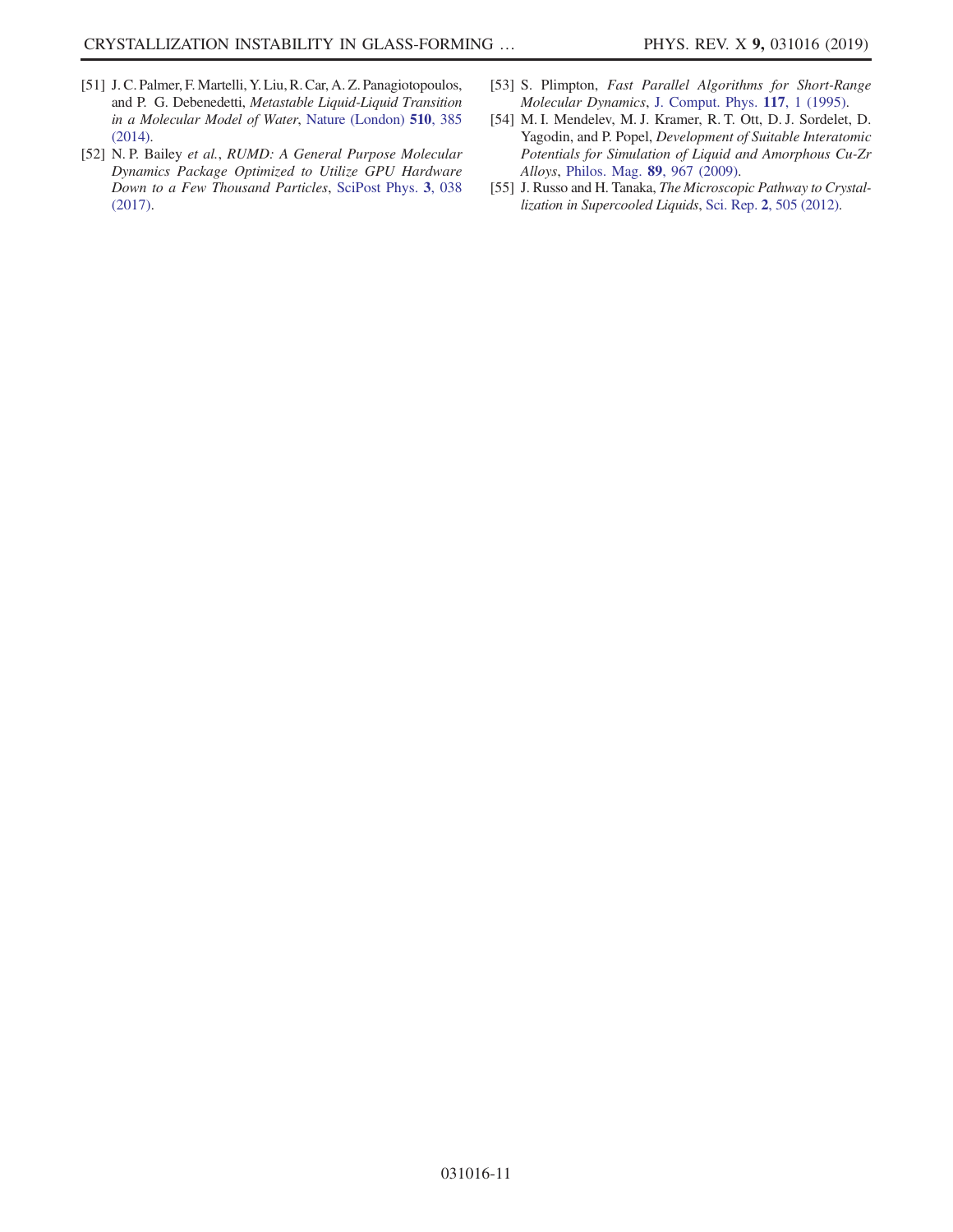[51] J. C. Palmer, F. Martelli, Y. Liu, R. Car, A. Z. Panagiotopoulos, and P. G. Debenedetti, *Metastable Liquid-Liquid Transition in a Molecular Model of Water*, Nature (London) **510**, 385 (2014).

[52] N. P. Bailey *et al.*, *RUMD: A General Purpose Molecular Dynamics Package Optimized to Utilize GPU Hardware Down to a Few Thousand Particles*, SciPost Phys. **3**, 038 (2017).

[53] S. Plimpton, *Fast Parallel Algorithms for Short-Range Molecular Dynamics*, J. Comput. Phys. **117**, 1 (1995).

[54] M. I. Mendelev, M. J. Kramer, R. T. Ott, D. J. Sordelet, D. Yagodin, and P. Popel, *Development of Suitable Interatomic Potentials for Simulation of Liquid and Amorphous Cu-Zr Alloys*, Philos. Mag. **89**, 967 (2009).

[55] J. Russo and H. Tanaka, *The Microscopic Pathway to Crystallization in Supercooled Liquids*, Sci. Rep. **2**, 505 (2012).